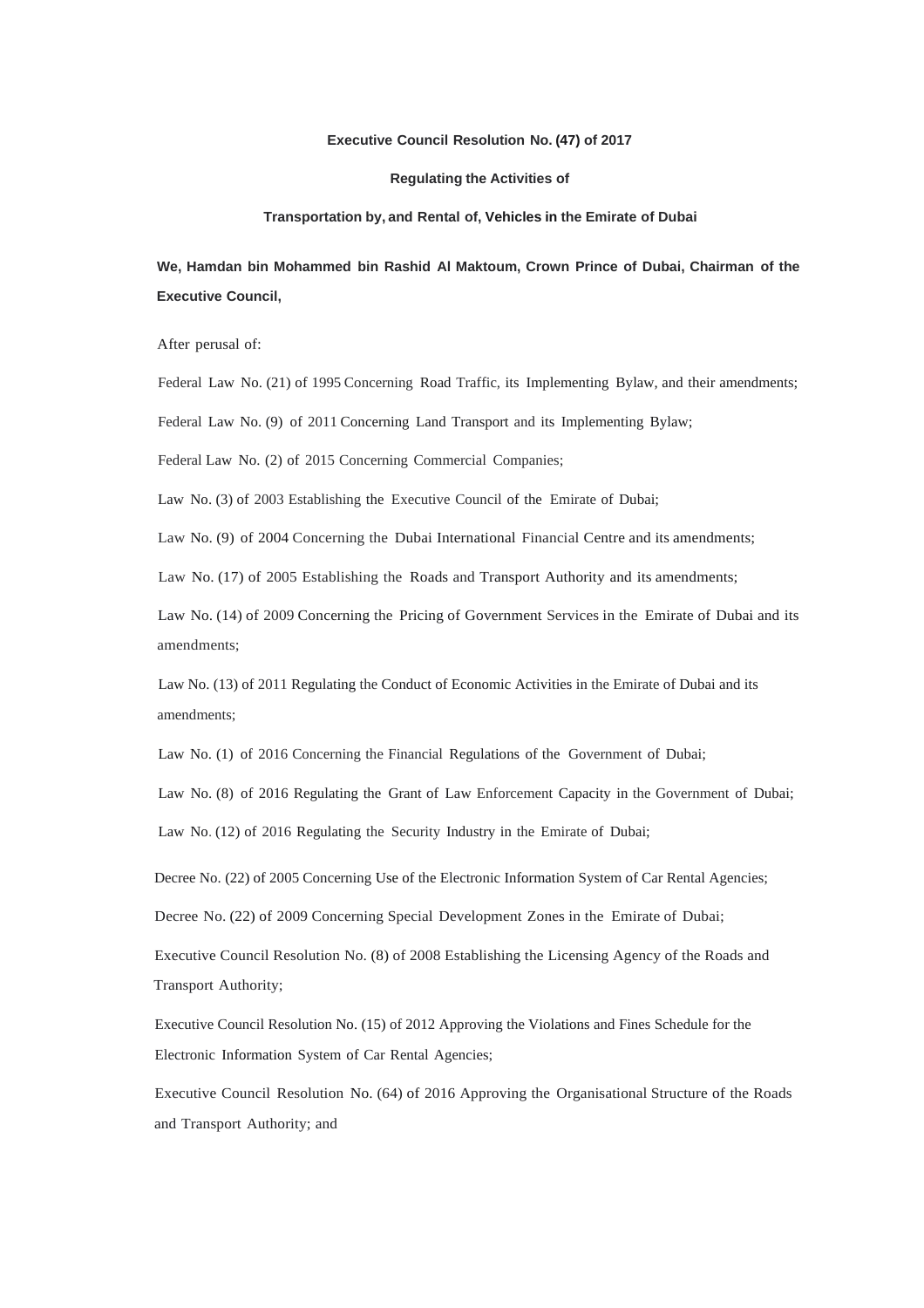**Executive Council Resolution No. (47) of 2017**

**Regulating the Activities of**

**Transportation by, and Rental of, Vehicles in the Emirate of Dubai**

**We, Hamdan bin Mohammed bin Rashid Al Maktoum, Crown Prince of Dubai, Chairman of the Executive Council,**

After perusal of:

Federal Law No. (21) of 1995 Concerning Road Traffic, its Implementing Bylaw, and their amendments;

Federal Law No. (9) of 2011 Concerning Land Transport and its Implementing Bylaw;

Federal Law No. (2) of 2015 Concerning Commercial Companies;

Law No. (3) of 2003 Establishing the Executive Council of the Emirate of Dubai;

Law No. (9) of 2004 Concerning the Dubai International Financial Centre and its amendments;

Law No. (17) of 2005 Establishing the Roads and Transport Authority and its amendments;

Law No. (14) of 2009 Concerning the Pricing of Government Services in the Emirate of Dubai and its amendments;

Law No. (13) of 2011 Regulating the Conduct of Economic Activities in the Emirate of Dubai and its amendments;

Law No. (1) of 2016 Concerning the Financial Regulations of the Government of Dubai;

Law No. (8) of 2016 Regulating the Grant of Law Enforcement Capacity in the Government of Dubai;

Law No. (12) of 2016 Regulating the Security Industry in the Emirate of Dubai;

Decree No. (22) of 2005 Concerning Use of the Electronic Information System of Car Rental Agencies;

Decree No. (22) of 2009 Concerning Special Development Zones in the Emirate of Dubai;

Executive Council Resolution No. (8) of 2008 Establishing the Licensing Agency of the Roads and Transport Authority;

Executive Council Resolution No. (15) of 2012 Approving the Violations and Fines Schedule for the Electronic Information System of Car Rental Agencies;

Executive Council Resolution No. (64) of 2016 Approving the Organisational Structure of the Roads and Transport Authority; and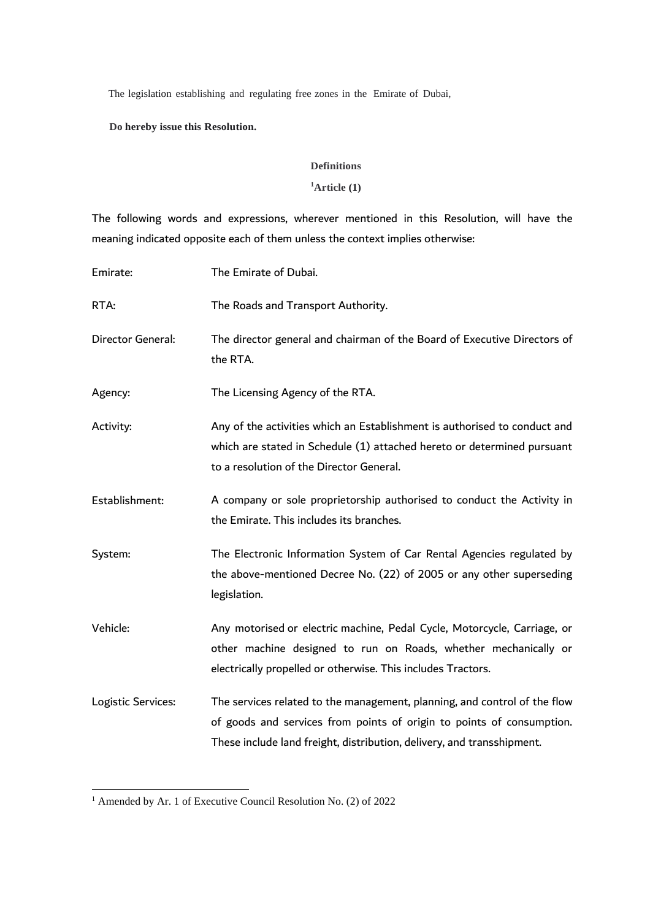The legislation establishing and regulating free zones in the Emirate of Dubai,

**Do hereby issue this Resolution.**

**Definitions**

**Article (1)**[1]

The following words and expressions, wherever mentioned in this Resolution, will have the meaning indicated opposite each of them unless the context implies otherwise:

| | |
|---|---|
| Emirate: | The Emirate of Dubai. |
| RTA: | The Roads and Transport Authority. |
| Director General: | The director general and chairman of the Board of Executive Directors of the RTA. |
| Agency: | The Licensing Agency of the RTA. |
| Activity: | Any of the activities which an Establishment is authorised to conduct and which are stated in Schedule (1) attached hereto or determined pursuant to a resolution of the Director General. |
| Establishment: | A company or sole proprietorship authorised to conduct the Activity in the Emirate. This includes its branches. |
| System: | The Electronic Information System of Car Rental Agencies regulated by the above-mentioned Decree No. (22) of 2005 or any other superseding legislation. |
| Vehicle: | Any motorised or electric machine, Pedal Cycle, Motorcycle, Carriage, or other machine designed to run on Roads, whether mechanically or electrically propelled or otherwise. This includes Tractors. |
| Logistic Services: | The services related to the management, planning, and control of the flow of goods and services from points of origin to points of consumption. These include land freight, distribution, delivery, and transshipment. |

[1] Amended by Ar. 1 of Executive Council Resolution No. (2) of 2022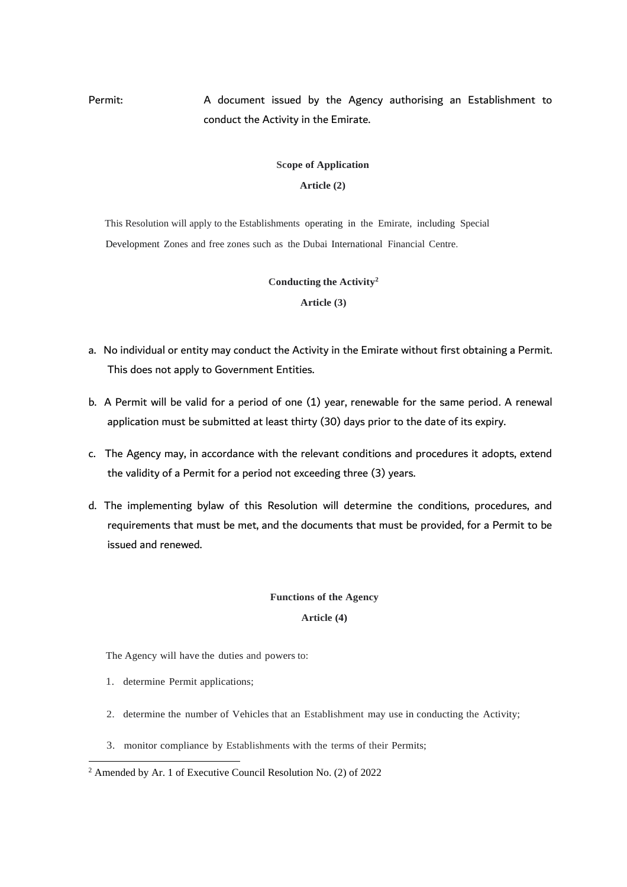Permit: A document issued by the Agency authorising an Establishment to conduct the Activity in the Emirate.

**Scope of Application**

**Article (2)**

This Resolution will apply to the Establishments operating in the Emirate, including Special Development Zones and free zones such as the Dubai International Financial Centre.

**Conducting the Activity[2]**

**Article (3)**

a. No individual or entity may conduct the Activity in the Emirate without first obtaining a Permit. This does not apply to Government Entities.

b. A Permit will be valid for a period of one (1) year, renewable for the same period. A renewal application must be submitted at least thirty (30) days prior to the date of its expiry.

c. The Agency may, in accordance with the relevant conditions and procedures it adopts, extend the validity of a Permit for a period not exceeding three (3) years.

d. The implementing bylaw of this Resolution will determine the conditions, procedures, and requirements that must be met, and the documents that must be provided, for a Permit to be issued and renewed.

**Functions of the Agency**

**Article (4)**

The Agency will have the duties and powers to:

1. determine Permit applications;
2. determine the number of Vehicles that an Establishment may use in conducting the Activity;
3. monitor compliance by Establishments with the terms of their Permits;

[2] Amended by Ar. 1 of Executive Council Resolution No. (2) of 2022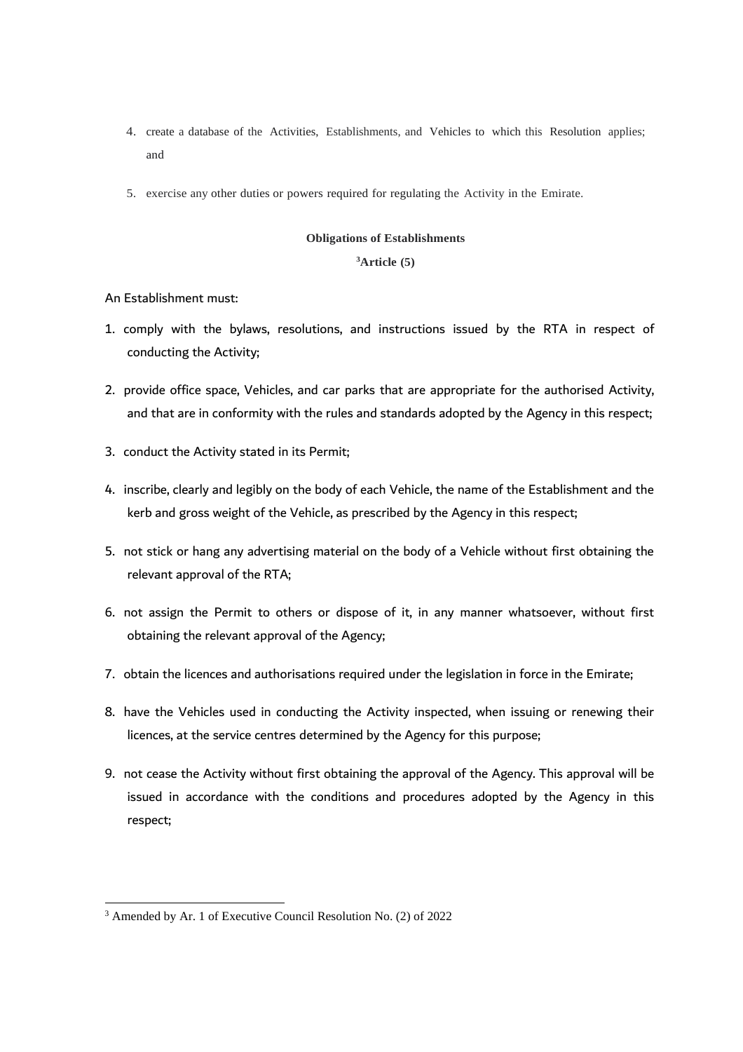4. create a database of the Activities, Establishments, and Vehicles to which this Resolution applies; and

5. exercise any other duties or powers required for regulating the Activity in the Emirate.

**Obligations of Establishments**

**[3]Article (5)**

An Establishment must:

1. comply with the bylaws, resolutions, and instructions issued by the RTA in respect of conducting the Activity;

2. provide office space, Vehicles, and car parks that are appropriate for the authorised Activity, and that are in conformity with the rules and standards adopted by the Agency in this respect;

3. conduct the Activity stated in its Permit;

4. inscribe, clearly and legibly on the body of each Vehicle, the name of the Establishment and the kerb and gross weight of the Vehicle, as prescribed by the Agency in this respect;

5. not stick or hang any advertising material on the body of a Vehicle without first obtaining the relevant approval of the RTA;

6. not assign the Permit to others or dispose of it, in any manner whatsoever, without first obtaining the relevant approval of the Agency;

7. obtain the licences and authorisations required under the legislation in force in the Emirate;

8. have the Vehicles used in conducting the Activity inspected, when issuing or renewing their licences, at the service centres determined by the Agency for this purpose;

9. not cease the Activity without first obtaining the approval of the Agency. This approval will be issued in accordance with the conditions and procedures adopted by the Agency in this respect;

---

[3] Amended by Ar. 1 of Executive Council Resolution No. (2) of 2022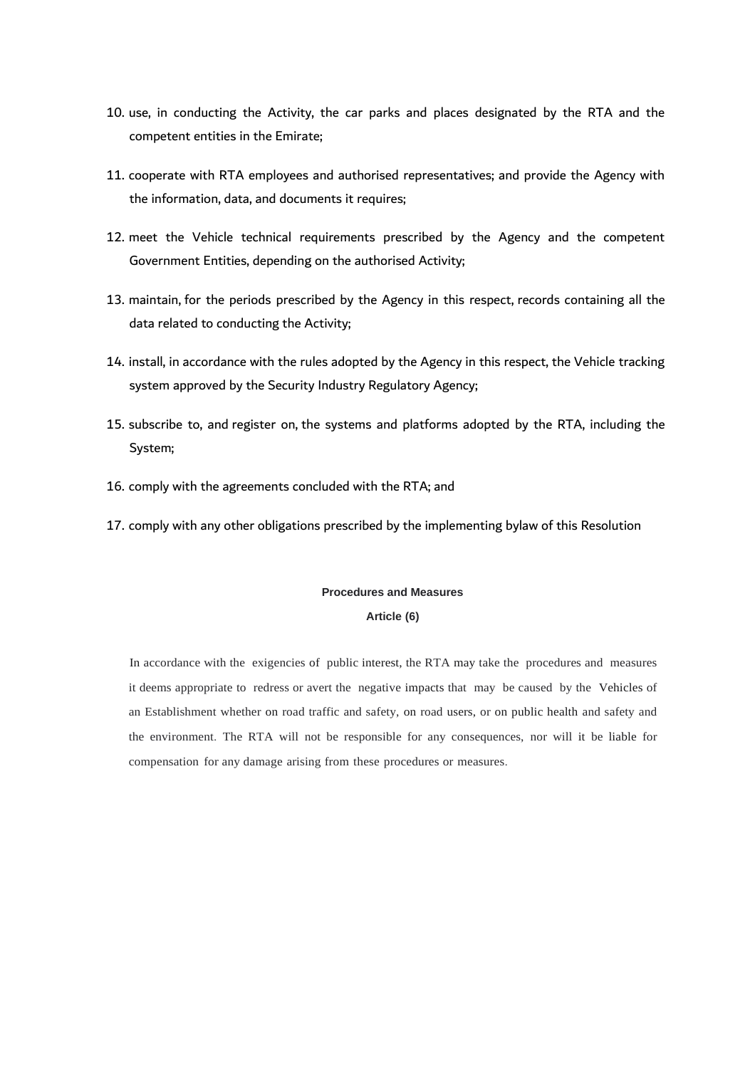10. use, in conducting the Activity, the car parks and places designated by the RTA and the competent entities in the Emirate;

11. cooperate with RTA employees and authorised representatives; and provide the Agency with the information, data, and documents it requires;

12. meet the Vehicle technical requirements prescribed by the Agency and the competent Government Entities, depending on the authorised Activity;

13. maintain, for the periods prescribed by the Agency in this respect, records containing all the data related to conducting the Activity;

14. install, in accordance with the rules adopted by the Agency in this respect, the Vehicle tracking system approved by the Security Industry Regulatory Agency;

15. subscribe to, and register on, the systems and platforms adopted by the RTA, including the System;

16. comply with the agreements concluded with the RTA; and

17. comply with any other obligations prescribed by the implementing bylaw of this Resolution

**Procedures and Measures**

**Article (6)**

In accordance with the exigencies of public interest, the RTA may take the procedures and measures it deems appropriate to redress or avert the negative impacts that may be caused by the Vehicles of an Establishment whether on road traffic and safety, on road users, or on public health and safety and the environment. The RTA will not be responsible for any consequences, nor will it be liable for compensation for any damage arising from these procedures or measures.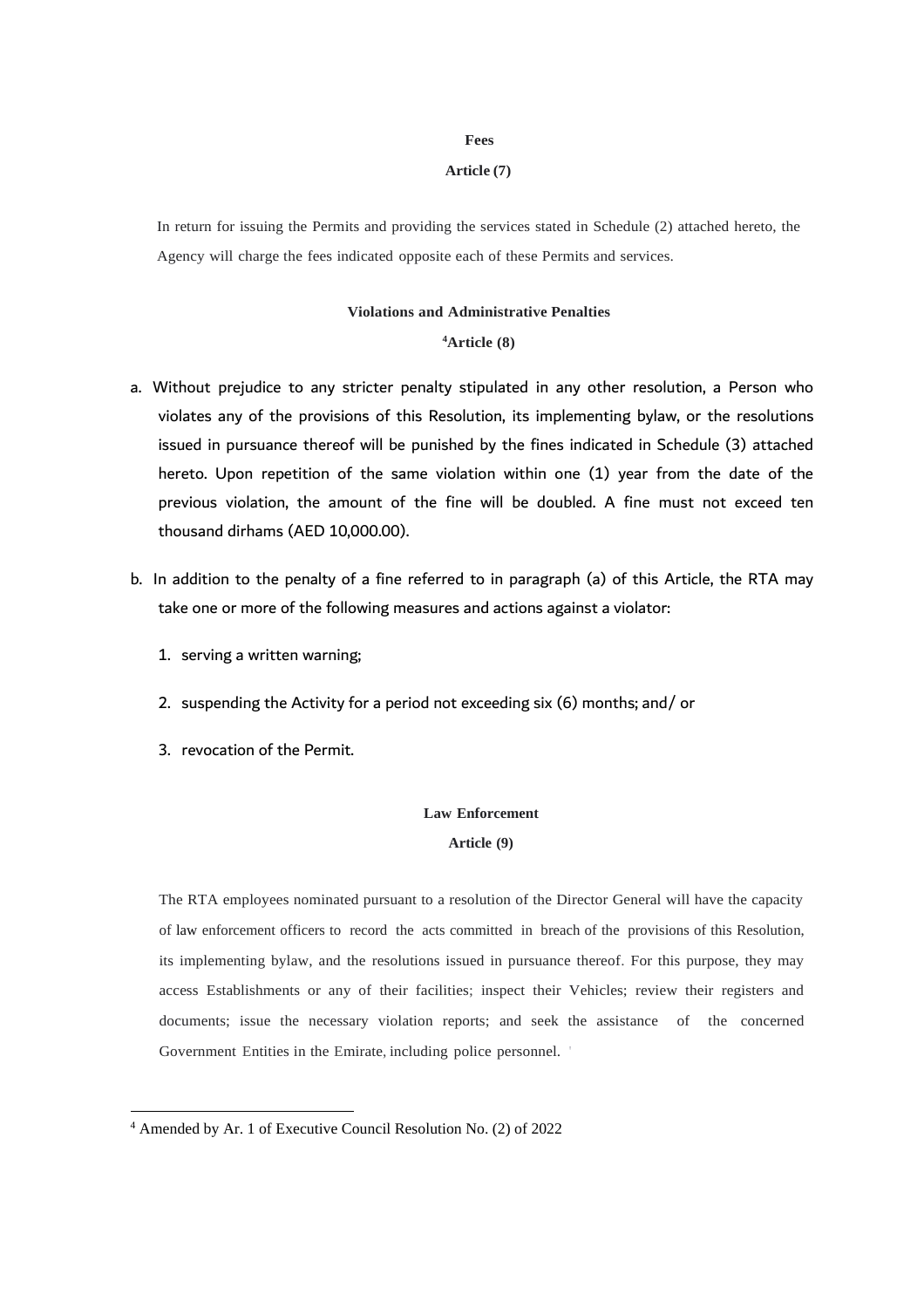### Fees

### Article (7)

In return for issuing the Permits and providing the services stated in Schedule (2) attached hereto, the Agency will charge the fees indicated opposite each of these Permits and services.

### Violations and Administrative Penalties

### [4]Article (8)

a. Without prejudice to any stricter penalty stipulated in any other resolution, a Person who violates any of the provisions of this Resolution, its implementing bylaw, or the resolutions issued in pursuance thereof will be punished by the fines indicated in Schedule (3) attached hereto. Upon repetition of the same violation within one (1) year from the date of the previous violation, the amount of the fine will be doubled. A fine must not exceed ten thousand dirhams (AED 10,000.00).

b. In addition to the penalty of a fine referred to in paragraph (a) of this Article, the RTA may take one or more of the following measures and actions against a violator:

   1. serving a written warning;
   2. suspending the Activity for a period not exceeding six (6) months; and/ or
   3. revocation of the Permit.

### Law Enforcement

### Article (9)

The RTA employees nominated pursuant to a resolution of the Director General will have the capacity of law enforcement officers to record the acts committed in breach of the provisions of this Resolution, its implementing bylaw, and the resolutions issued in pursuance thereof. For this purpose, they may access Establishments or any of their facilities; inspect their Vehicles; review their registers and documents; issue the necessary violation reports; and seek the assistance of the concerned Government Entities in the Emirate, including police personnel.

---

[4] Amended by Ar. 1 of Executive Council Resolution No. (2) of 2022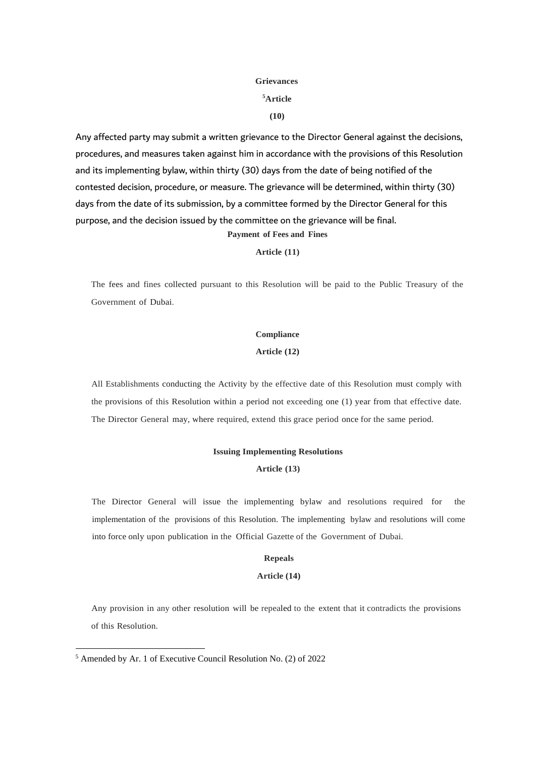## Grievances

## [5]Article (10)

Any affected party may submit a written grievance to the Director General against the decisions, procedures, and measures taken against him in accordance with the provisions of this Resolution and its implementing bylaw, within thirty (30) days from the date of being notified of the contested decision, procedure, or measure. The grievance will be determined, within thirty (30) days from the date of its submission, by a committee formed by the Director General for this purpose, and the decision issued by the committee on the grievance will be final.

## Payment of Fees and Fines

## Article (11)

The fees and fines collected pursuant to this Resolution will be paid to the Public Treasury of the Government of Dubai.

## Compliance

## Article (12)

All Establishments conducting the Activity by the effective date of this Resolution must comply with the provisions of this Resolution within a period not exceeding one (1) year from that effective date. The Director General may, where required, extend this grace period once for the same period.

## Issuing Implementing Resolutions

## Article (13)

The Director General will issue the implementing bylaw and resolutions required for the implementation of the provisions of this Resolution. The implementing bylaw and resolutions will come into force only upon publication in the Official Gazette of the Government of Dubai.

## Repeals

## Article (14)

Any provision in any other resolution will be repealed to the extent that it contradicts the provisions of this Resolution.

---

[5] Amended by Ar. 1 of Executive Council Resolution No. (2) of 2022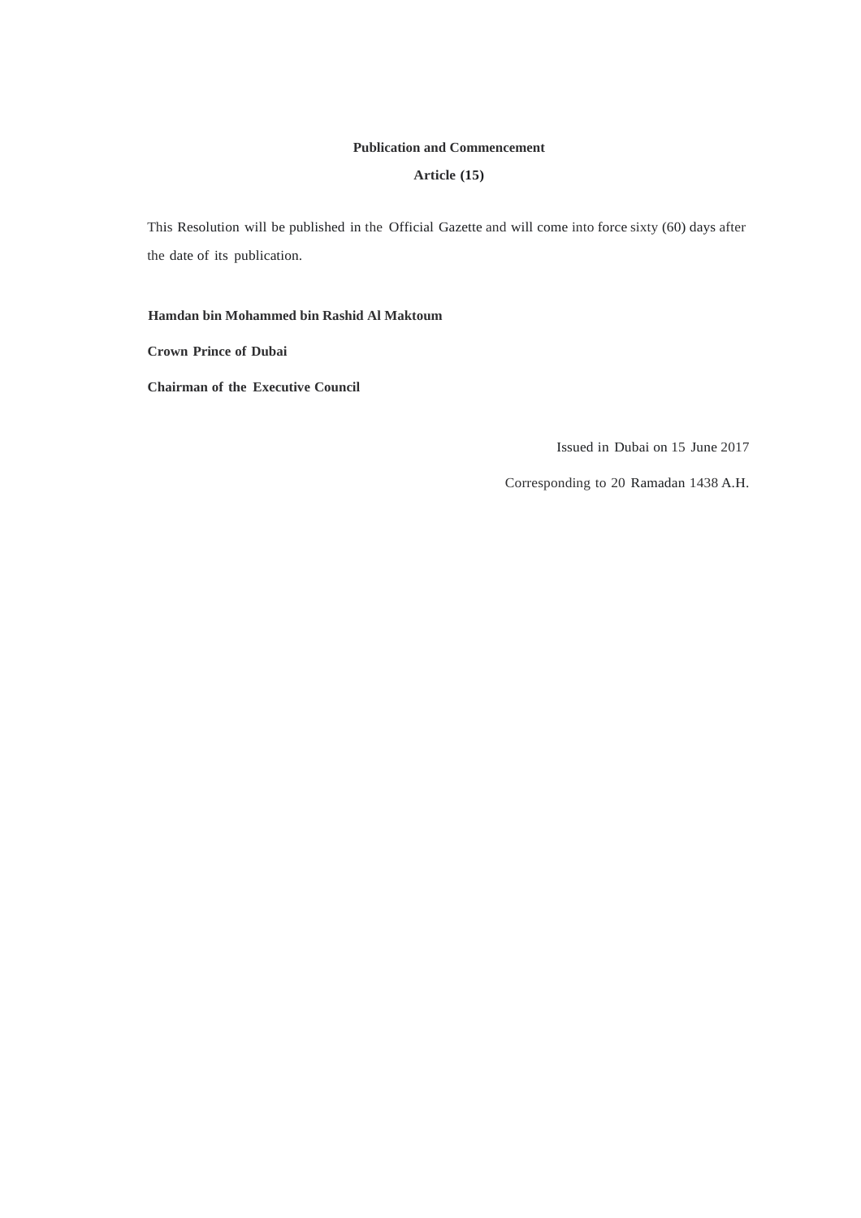**Publication and Commencement**

**Article (15)**

This Resolution will be published in the Official Gazette and will come into force sixty (60) days after the date of its publication.

**Hamdan bin Mohammed bin Rashid Al Maktoum**

**Crown Prince of Dubai**

**Chairman of the Executive Council**

Issued in Dubai on 15 June 2017

Corresponding to 20 Ramadan 1438 A.H.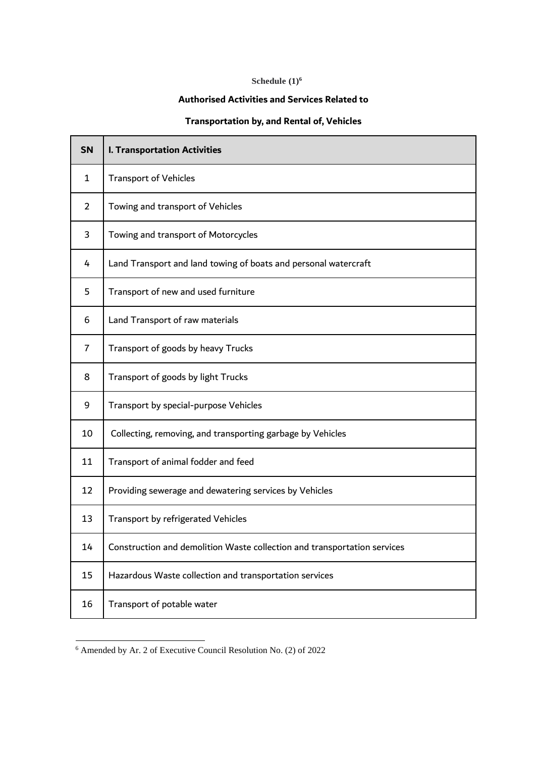**Schedule (1)**[6]

**Authorised Activities and Services Related to**

**Transportation by, and Rental of, Vehicles**

| SN | I. Transportation Activities |
|---|---|
| 1 | Transport of Vehicles |
| 2 | Towing and transport of Vehicles |
| 3 | Towing and transport of Motorcycles |
| 4 | Land Transport and land towing of boats and personal watercraft |
| 5 | Transport of new and used furniture |
| 6 | Land Transport of raw materials |
| 7 | Transport of goods by heavy Trucks |
| 8 | Transport of goods by light Trucks |
| 9 | Transport by special-purpose Vehicles |
| 10 | Collecting, removing, and transporting garbage by Vehicles |
| 11 | Transport of animal fodder and feed |
| 12 | Providing sewerage and dewatering services by Vehicles |
| 13 | Transport by refrigerated Vehicles |
| 14 | Construction and demolition Waste collection and transportation services |
| 15 | Hazardous Waste collection and transportation services |
| 16 | Transport of potable water |

[6] Amended by Ar. 2 of Executive Council Resolution No. (2) of 2022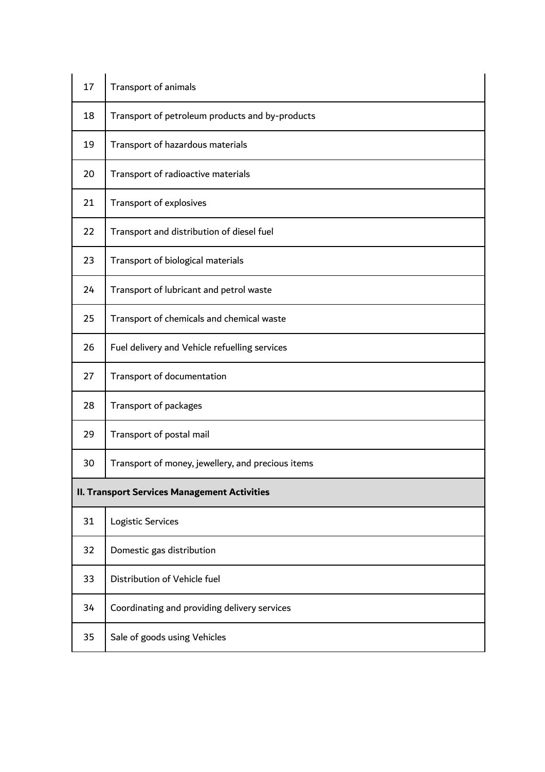| | |
|---|---|
| 17 | Transport of animals |
| 18 | Transport of petroleum products and by-products |
| 19 | Transport of hazardous materials |
| 20 | Transport of radioactive materials |
| 21 | Transport of explosives |
| 22 | Transport and distribution of diesel fuel |
| 23 | Transport of biological materials |
| 24 | Transport of lubricant and petrol waste |
| 25 | Transport of chemicals and chemical waste |
| 26 | Fuel delivery and Vehicle refuelling services |
| 27 | Transport of documentation |
| 28 | Transport of packages |
| 29 | Transport of postal mail |
| 30 | Transport of money, jewellery, and precious items |
| **II. Transport Services Management Activities** | |
| 31 | Logistic Services |
| 32 | Domestic gas distribution |
| 33 | Distribution of Vehicle fuel |
| 34 | Coordinating and providing delivery services |
| 35 | Sale of goods using Vehicles |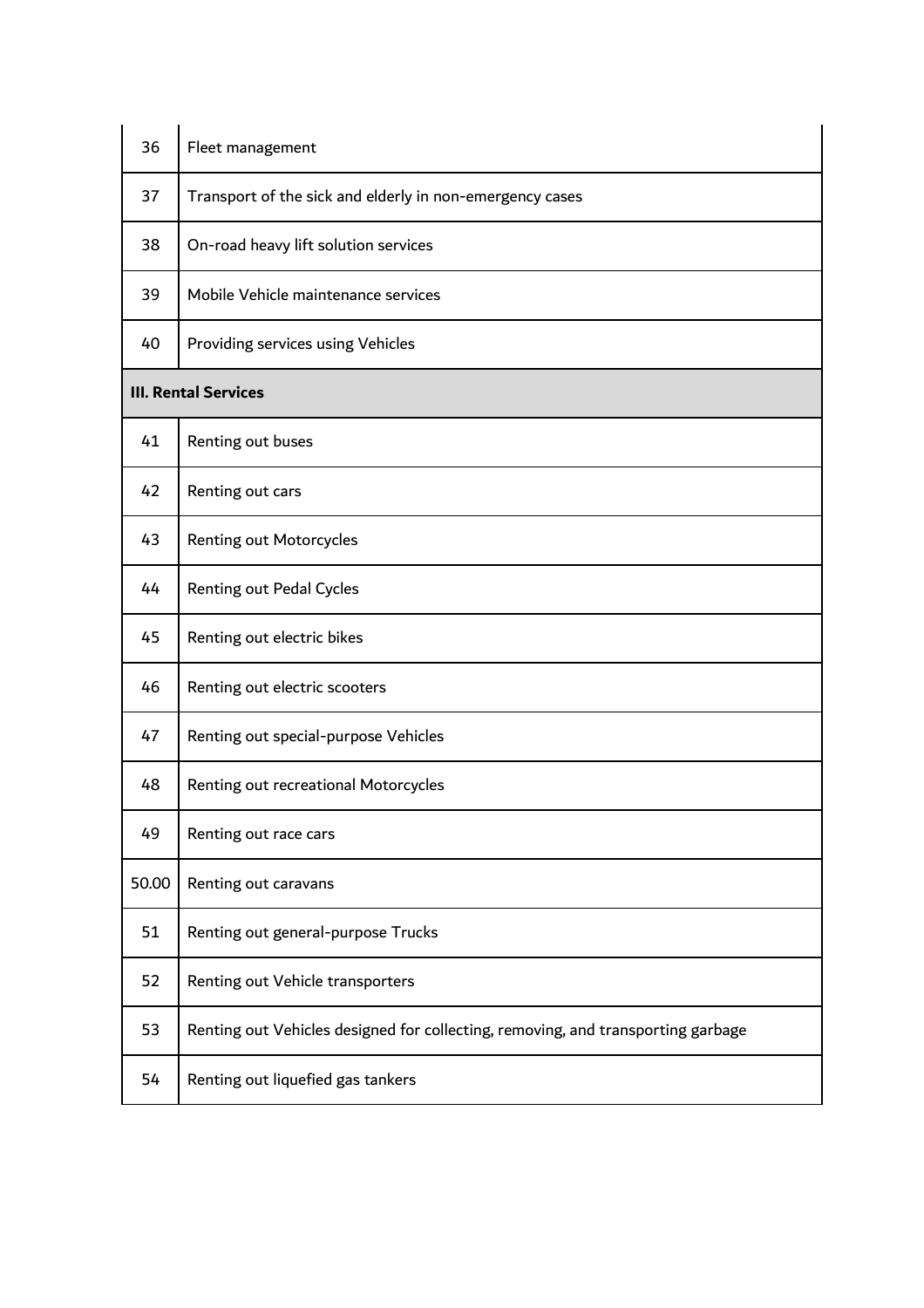| | |
|---|---|
| 36 | Fleet management |
| 37 | Transport of the sick and elderly in non-emergency cases |
| 38 | On-road heavy lift solution services |
| 39 | Mobile Vehicle maintenance services |
| 40 | Providing services using Vehicles |
| **III. Rental Services** | |
| 41 | Renting out buses |
| 42 | Renting out cars |
| 43 | Renting out Motorcycles |
| 44 | Renting out Pedal Cycles |
| 45 | Renting out electric bikes |
| 46 | Renting out electric scooters |
| 47 | Renting out special-purpose Vehicles |
| 48 | Renting out recreational Motorcycles |
| 49 | Renting out race cars |
| 50.00 | Renting out caravans |
| 51 | Renting out general-purpose Trucks |
| 52 | Renting out Vehicle transporters |
| 53 | Renting out Vehicles designed for collecting, removing, and transporting garbage |
| 54 | Renting out liquefied gas tankers |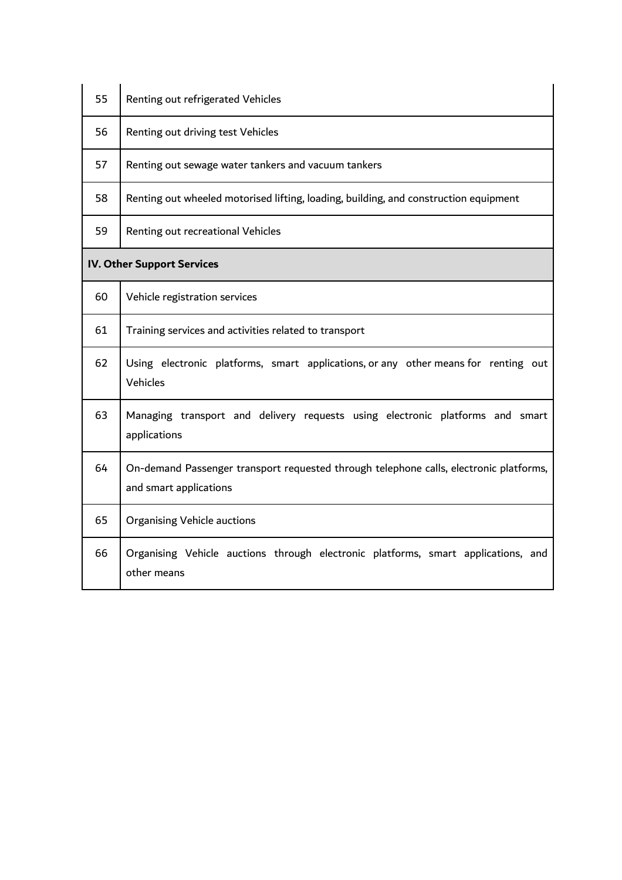| | |
|---|---|
| 55 | Renting out refrigerated Vehicles |
| 56 | Renting out driving test Vehicles |
| 57 | Renting out sewage water tankers and vacuum tankers |
| 58 | Renting out wheeled motorised lifting, loading, building, and construction equipment |
| 59 | Renting out recreational Vehicles |
| **IV. Other Support Services** | |
| 60 | Vehicle registration services |
| 61 | Training services and activities related to transport |
| 62 | Using electronic platforms, smart applications, or any other means for renting out Vehicles |
| 63 | Managing transport and delivery requests using electronic platforms and smart applications |
| 64 | On-demand Passenger transport requested through telephone calls, electronic platforms, and smart applications |
| 65 | Organising Vehicle auctions |
| 66 | Organising Vehicle auctions through electronic platforms, smart applications, and other means |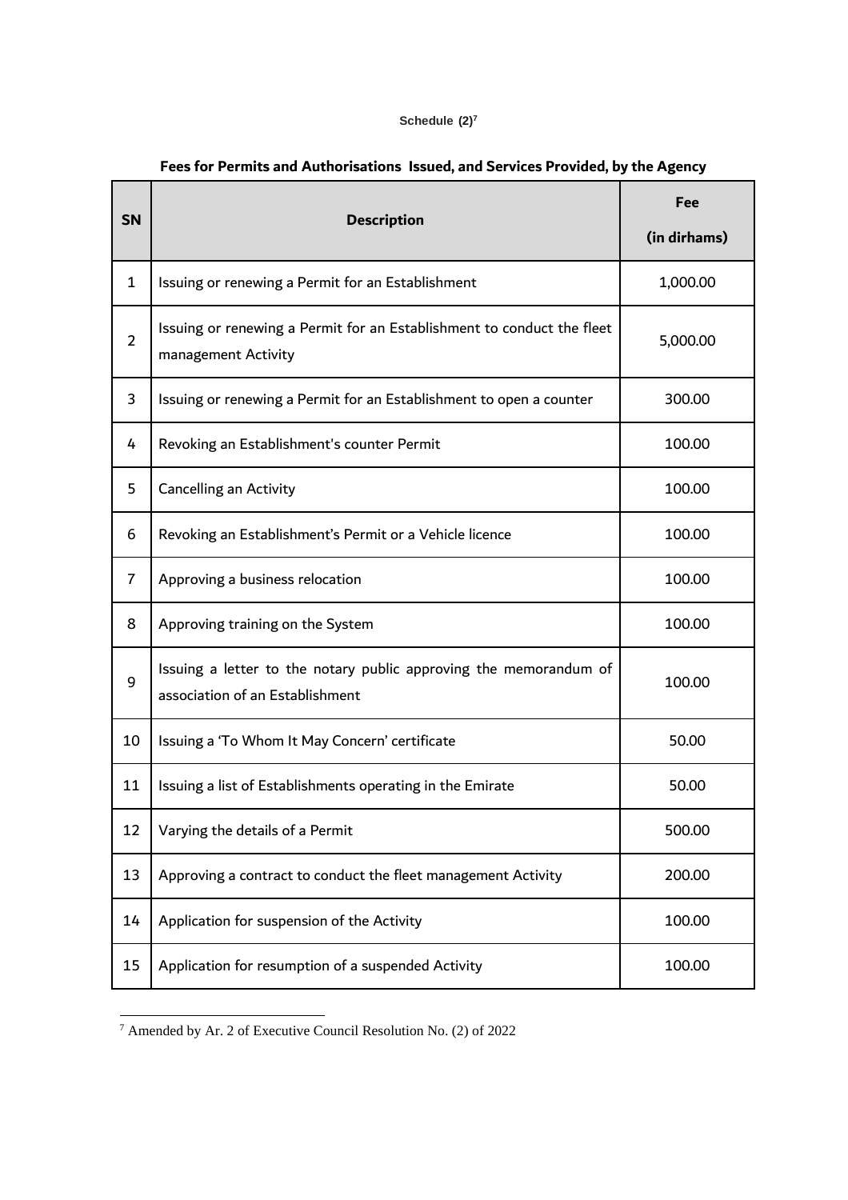Schedule (2)[7]

**Fees for Permits and Authorisations Issued, and Services Provided, by the Agency**

| SN | Description | Fee (in dirhams) |
|---|---|---|
| 1 | Issuing or renewing a Permit for an Establishment | 1,000.00 |
| 2 | Issuing or renewing a Permit for an Establishment to conduct the fleet management Activity | 5,000.00 |
| 3 | Issuing or renewing a Permit for an Establishment to open a counter | 300.00 |
| 4 | Revoking an Establishment's counter Permit | 100.00 |
| 5 | Cancelling an Activity | 100.00 |
| 6 | Revoking an Establishment's Permit or a Vehicle licence | 100.00 |
| 7 | Approving a business relocation | 100.00 |
| 8 | Approving training on the System | 100.00 |
| 9 | Issuing a letter to the notary public approving the memorandum of association of an Establishment | 100.00 |
| 10 | Issuing a 'To Whom It May Concern' certificate | 50.00 |
| 11 | Issuing a list of Establishments operating in the Emirate | 50.00 |
| 12 | Varying the details of a Permit | 500.00 |
| 13 | Approving a contract to conduct the fleet management Activity | 200.00 |
| 14 | Application for suspension of the Activity | 100.00 |
| 15 | Application for resumption of a suspended Activity | 100.00 |

[7] Amended by Ar. 2 of Executive Council Resolution No. (2) of 2022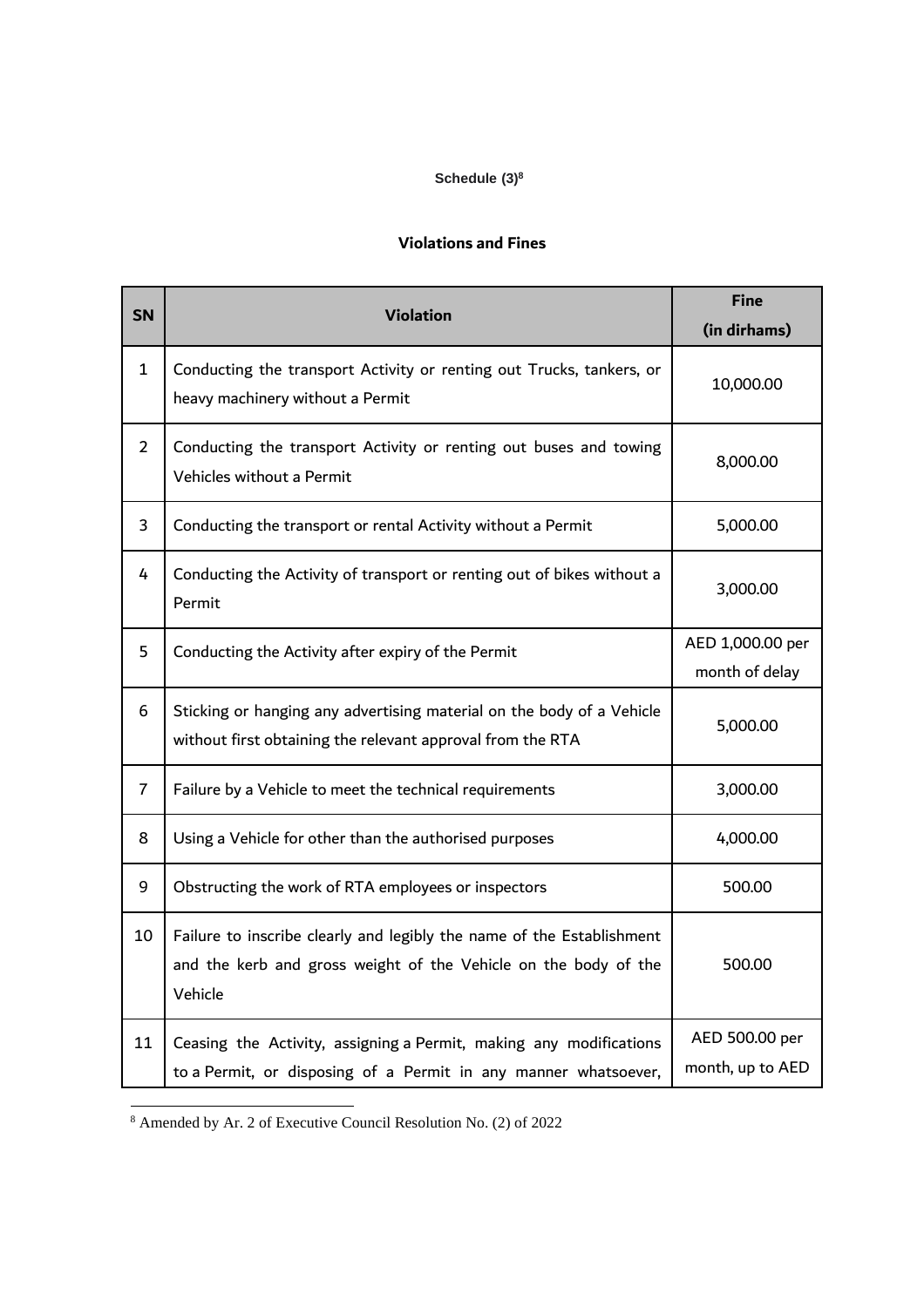**Schedule (3)**[8]

**Violations and Fines**

| SN | Violation | Fine (in dirhams) |
|---|---|---|
| 1 | Conducting the transport Activity or renting out Trucks, tankers, or heavy machinery without a Permit | 10,000.00 |
| 2 | Conducting the transport Activity or renting out buses and towing Vehicles without a Permit | 8,000.00 |
| 3 | Conducting the transport or rental Activity without a Permit | 5,000.00 |
| 4 | Conducting the Activity of transport or renting out of bikes without a Permit | 3,000.00 |
| 5 | Conducting the Activity after expiry of the Permit | AED 1,000.00 per month of delay |
| 6 | Sticking or hanging any advertising material on the body of a Vehicle without first obtaining the relevant approval from the RTA | 5,000.00 |
| 7 | Failure by a Vehicle to meet the technical requirements | 3,000.00 |
| 8 | Using a Vehicle for other than the authorised purposes | 4,000.00 |
| 9 | Obstructing the work of RTA employees or inspectors | 500.00 |
| 10 | Failure to inscribe clearly and legibly the name of the Establishment and the kerb and gross weight of the Vehicle on the body of the Vehicle | 500.00 |
| 11 | Ceasing the Activity, assigning a Permit, making any modifications to a Permit, or disposing of a Permit in any manner whatsoever, | AED 500.00 per month, up to AED |

[8] Amended by Ar. 2 of Executive Council Resolution No. (2) of 2022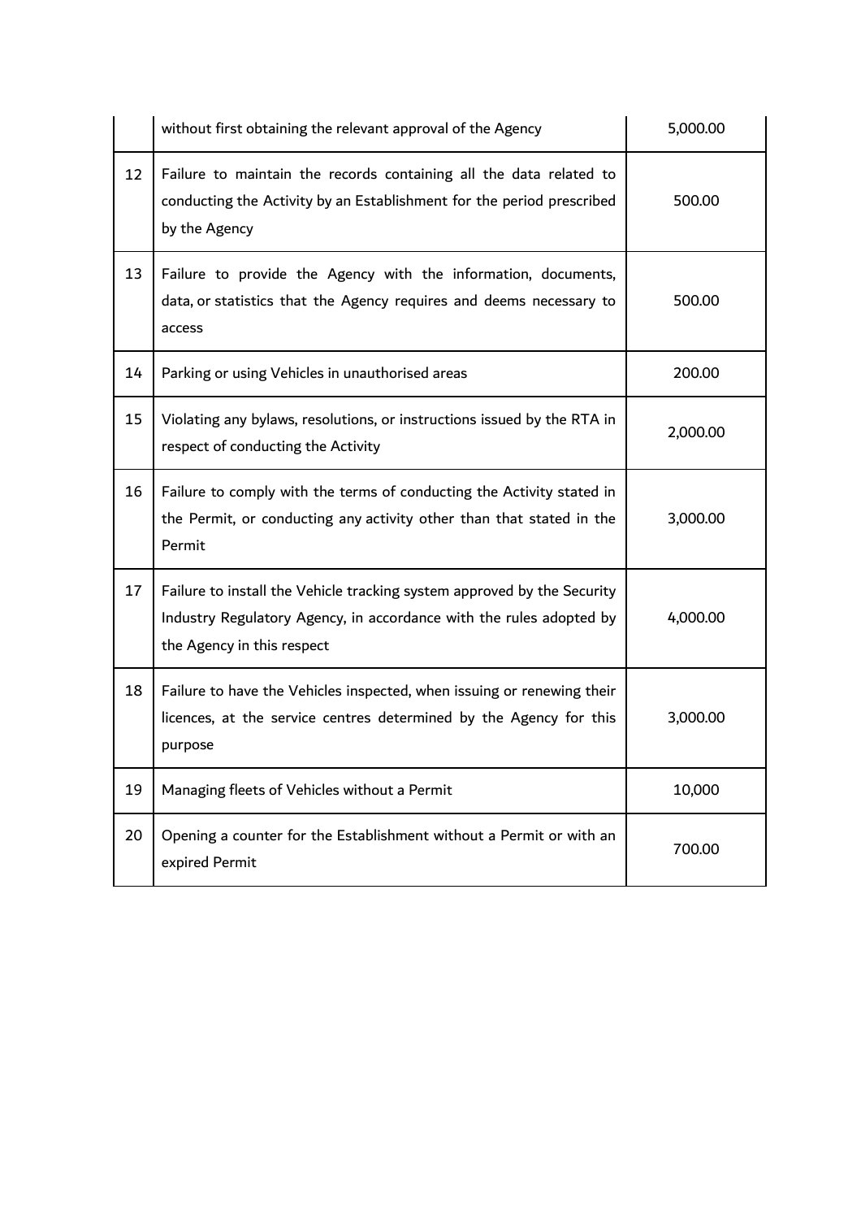| | | |
|---|---|---|
| | without first obtaining the relevant approval of the Agency | 5,000.00 |
| 12 | Failure to maintain the records containing all the data related to conducting the Activity by an Establishment for the period prescribed by the Agency | 500.00 |
| 13 | Failure to provide the Agency with the information, documents, data, or statistics that the Agency requires and deems necessary to access | 500.00 |
| 14 | Parking or using Vehicles in unauthorised areas | 200.00 |
| 15 | Violating any bylaws, resolutions, or instructions issued by the RTA in respect of conducting the Activity | 2,000.00 |
| 16 | Failure to comply with the terms of conducting the Activity stated in the Permit, or conducting any activity other than that stated in the Permit | 3,000.00 |
| 17 | Failure to install the Vehicle tracking system approved by the Security Industry Regulatory Agency, in accordance with the rules adopted by the Agency in this respect | 4,000.00 |
| 18 | Failure to have the Vehicles inspected, when issuing or renewing their licences, at the service centres determined by the Agency for this purpose | 3,000.00 |
| 19 | Managing fleets of Vehicles without a Permit | 10,000 |
| 20 | Opening a counter for the Establishment without a Permit or with an expired Permit | 700.00 |